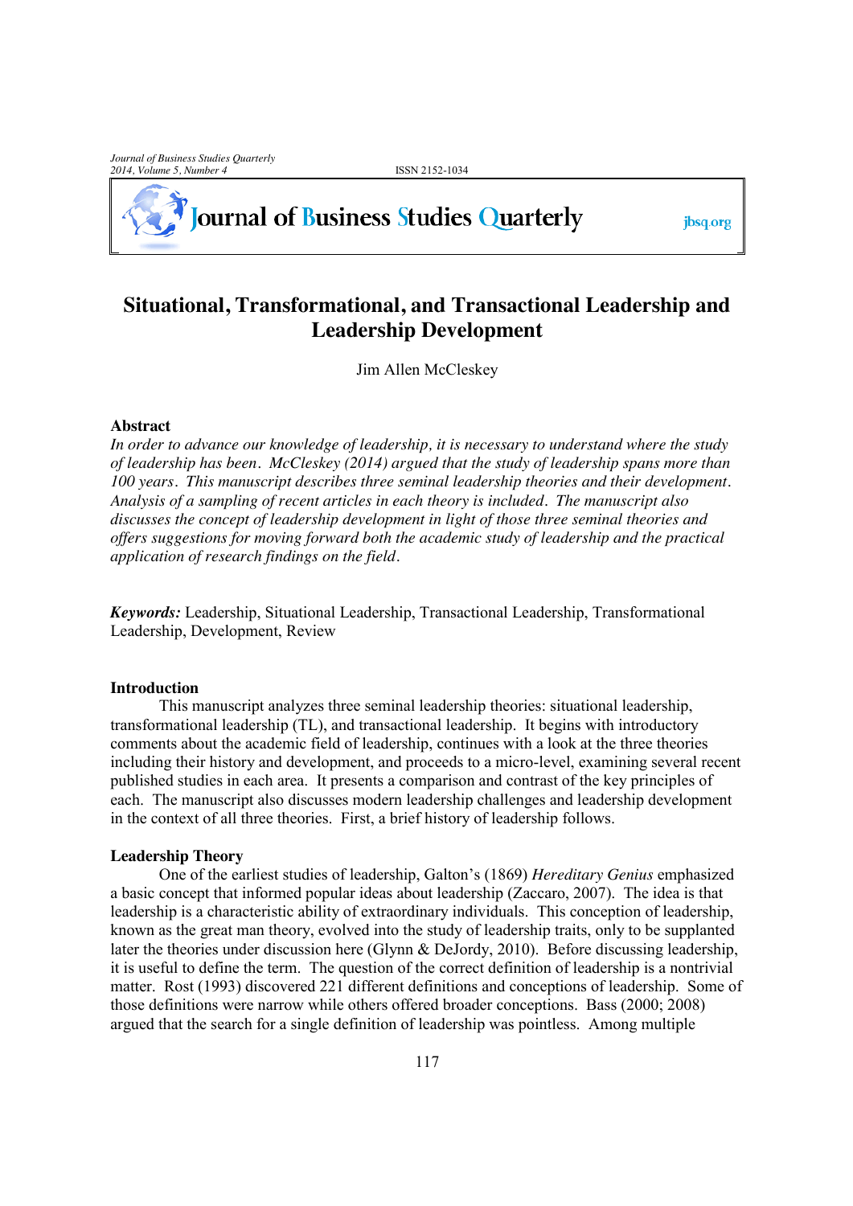# Situational, Transformational, and Transactional Leadership and Leadership Development

Jim Allen McCleskey

## Abstract

*In order to advance our knowledge of leadership, it is necessary to understand where the study of leadership has been. McCleskey (2014) argued that the study of leadership spans more than 100 years. This manuscript describes three seminal leadership theories and their development. Analysis of a sampling of recent articles in each theory is included. The manuscript also discusses the concept of leadership development in light of those three seminal theories and offers suggestions for moving forward both the academic study of leadership and the practical application of research findings on the field.*

***Keywords:*** Leadership, Situational Leadership, Transactional Leadership, Transformational Leadership, Development, Review

## Introduction

This manuscript analyzes three seminal leadership theories: situational leadership, transformational leadership (TL), and transactional leadership. It begins with introductory comments about the academic field of leadership, continues with a look at the three theories including their history and development, and proceeds to a micro-level, examining several recent published studies in each area. It presents a comparison and contrast of the key principles of each. The manuscript also discusses modern leadership challenges and leadership development in the context of all three theories. First, a brief history of leadership follows.

## Leadership Theory

One of the earliest studies of leadership, Galton's (1869) *Hereditary Genius* emphasized a basic concept that informed popular ideas about leadership (Zaccaro, 2007). The idea is that leadership is a characteristic ability of extraordinary individuals. This conception of leadership, known as the great man theory, evolved into the study of leadership traits, only to be supplanted later the theories under discussion here (Glynn & DeJordy, 2010). Before discussing leadership, it is useful to define the term. The question of the correct definition of leadership is a nontrivial matter. Rost (1993) discovered 221 different definitions and conceptions of leadership. Some of those definitions were narrow while others offered broader conceptions. Bass (2000; 2008) argued that the search for a single definition of leadership was pointless. Among multiple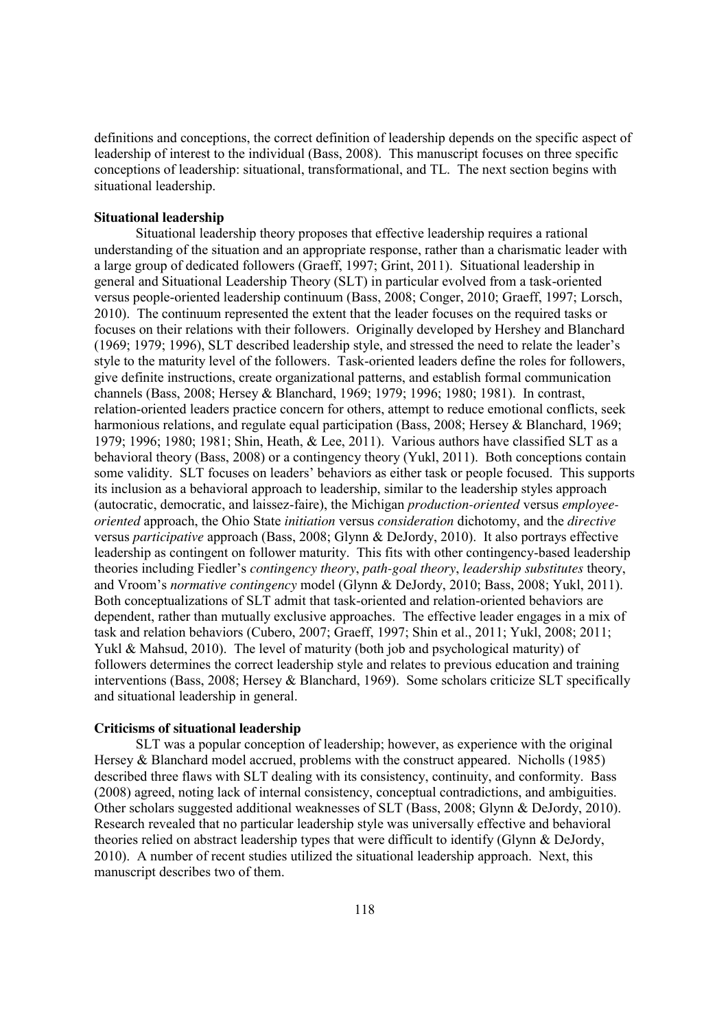definitions and conceptions, the correct definition of leadership depends on the specific aspect of leadership of interest to the individual (Bass, 2008). This manuscript focuses on three specific conceptions of leadership: situational, transformational, and TL. The next section begins with situational leadership.

**Situational leadership**

Situational leadership theory proposes that effective leadership requires a rational understanding of the situation and an appropriate response, rather than a charismatic leader with a large group of dedicated followers (Graeff, 1997; Grint, 2011). Situational leadership in general and Situational Leadership Theory (SLT) in particular evolved from a task-oriented versus people-oriented leadership continuum (Bass, 2008; Conger, 2010; Graeff, 1997; Lorsch, 2010). The continuum represented the extent that the leader focuses on the required tasks or focuses on their relations with their followers. Originally developed by Hershey and Blanchard (1969; 1979; 1996), SLT described leadership style, and stressed the need to relate the leader's style to the maturity level of the followers. Task-oriented leaders define the roles for followers, give definite instructions, create organizational patterns, and establish formal communication channels (Bass, 2008; Hersey & Blanchard, 1969; 1979; 1996; 1980; 1981). In contrast, relation-oriented leaders practice concern for others, attempt to reduce emotional conflicts, seek harmonious relations, and regulate equal participation (Bass, 2008; Hersey & Blanchard, 1969; 1979; 1996; 1980; 1981; Shin, Heath, & Lee, 2011). Various authors have classified SLT as a behavioral theory (Bass, 2008) or a contingency theory (Yukl, 2011). Both conceptions contain some validity. SLT focuses on leaders' behaviors as either task or people focused. This supports its inclusion as a behavioral approach to leadership, similar to the leadership styles approach (autocratic, democratic, and laissez-faire), the Michigan *production-oriented* versus *employee-oriented* approach, the Ohio State *initiation* versus *consideration* dichotomy, and the *directive* versus *participative* approach (Bass, 2008; Glynn & DeJordy, 2010). It also portrays effective leadership as contingent on follower maturity. This fits with other contingency-based leadership theories including Fiedler's *contingency theory*, *path-goal theory*, *leadership substitutes* theory, and Vroom's *normative contingency* model (Glynn & DeJordy, 2010; Bass, 2008; Yukl, 2011). Both conceptualizations of SLT admit that task-oriented and relation-oriented behaviors are dependent, rather than mutually exclusive approaches. The effective leader engages in a mix of task and relation behaviors (Cubero, 2007; Graeff, 1997; Shin et al., 2011; Yukl, 2008; 2011; Yukl & Mahsud, 2010). The level of maturity (both job and psychological maturity) of followers determines the correct leadership style and relates to previous education and training interventions (Bass, 2008; Hersey & Blanchard, 1969). Some scholars criticize SLT specifically and situational leadership in general.

**Criticisms of situational leadership**

SLT was a popular conception of leadership; however, as experience with the original Hersey & Blanchard model accrued, problems with the construct appeared. Nicholls (1985) described three flaws with SLT dealing with its consistency, continuity, and conformity. Bass (2008) agreed, noting lack of internal consistency, conceptual contradictions, and ambiguities. Other scholars suggested additional weaknesses of SLT (Bass, 2008; Glynn & DeJordy, 2010). Research revealed that no particular leadership style was universally effective and behavioral theories relied on abstract leadership types that were difficult to identify (Glynn & DeJordy, 2010). A number of recent studies utilized the situational leadership approach. Next, this manuscript describes two of them.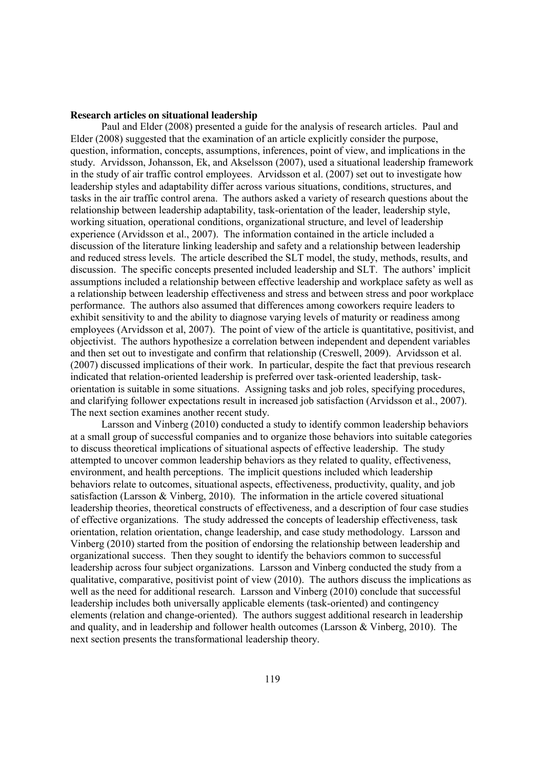**Research articles on situational leadership**

Paul and Elder (2008) presented a guide for the analysis of research articles. Paul and Elder (2008) suggested that the examination of an article explicitly consider the purpose, question, information, concepts, assumptions, inferences, point of view, and implications in the study. Arvidsson, Johansson, Ek, and Akselsson (2007), used a situational leadership framework in the study of air traffic control employees. Arvidsson et al. (2007) set out to investigate how leadership styles and adaptability differ across various situations, conditions, structures, and tasks in the air traffic control arena. The authors asked a variety of research questions about the relationship between leadership adaptability, task-orientation of the leader, leadership style, working situation, operational conditions, organizational structure, and level of leadership experience (Arvidsson et al., 2007). The information contained in the article included a discussion of the literature linking leadership and safety and a relationship between leadership and reduced stress levels. The article described the SLT model, the study, methods, results, and discussion. The specific concepts presented included leadership and SLT. The authors' implicit assumptions included a relationship between effective leadership and workplace safety as well as a relationship between leadership effectiveness and stress and between stress and poor workplace performance. The authors also assumed that differences among coworkers require leaders to exhibit sensitivity to and the ability to diagnose varying levels of maturity or readiness among employees (Arvidsson et al, 2007). The point of view of the article is quantitative, positivist, and objectivist. The authors hypothesize a correlation between independent and dependent variables and then set out to investigate and confirm that relationship (Creswell, 2009). Arvidsson et al. (2007) discussed implications of their work. In particular, despite the fact that previous research indicated that relation-oriented leadership is preferred over task-oriented leadership, task-orientation is suitable in some situations. Assigning tasks and job roles, specifying procedures, and clarifying follower expectations result in increased job satisfaction (Arvidsson et al., 2007). The next section examines another recent study.

Larsson and Vinberg (2010) conducted a study to identify common leadership behaviors at a small group of successful companies and to organize those behaviors into suitable categories to discuss theoretical implications of situational aspects of effective leadership. The study attempted to uncover common leadership behaviors as they related to quality, effectiveness, environment, and health perceptions. The implicit questions included which leadership behaviors relate to outcomes, situational aspects, effectiveness, productivity, quality, and job satisfaction (Larsson & Vinberg, 2010). The information in the article covered situational leadership theories, theoretical constructs of effectiveness, and a description of four case studies of effective organizations. The study addressed the concepts of leadership effectiveness, task orientation, relation orientation, change leadership, and case study methodology. Larsson and Vinberg (2010) started from the position of endorsing the relationship between leadership and organizational success. Then they sought to identify the behaviors common to successful leadership across four subject organizations. Larsson and Vinberg conducted the study from a qualitative, comparative, positivist point of view (2010). The authors discuss the implications as well as the need for additional research. Larsson and Vinberg (2010) conclude that successful leadership includes both universally applicable elements (task-oriented) and contingency elements (relation and change-oriented). The authors suggest additional research in leadership and quality, and in leadership and follower health outcomes (Larsson & Vinberg, 2010). The next section presents the transformational leadership theory.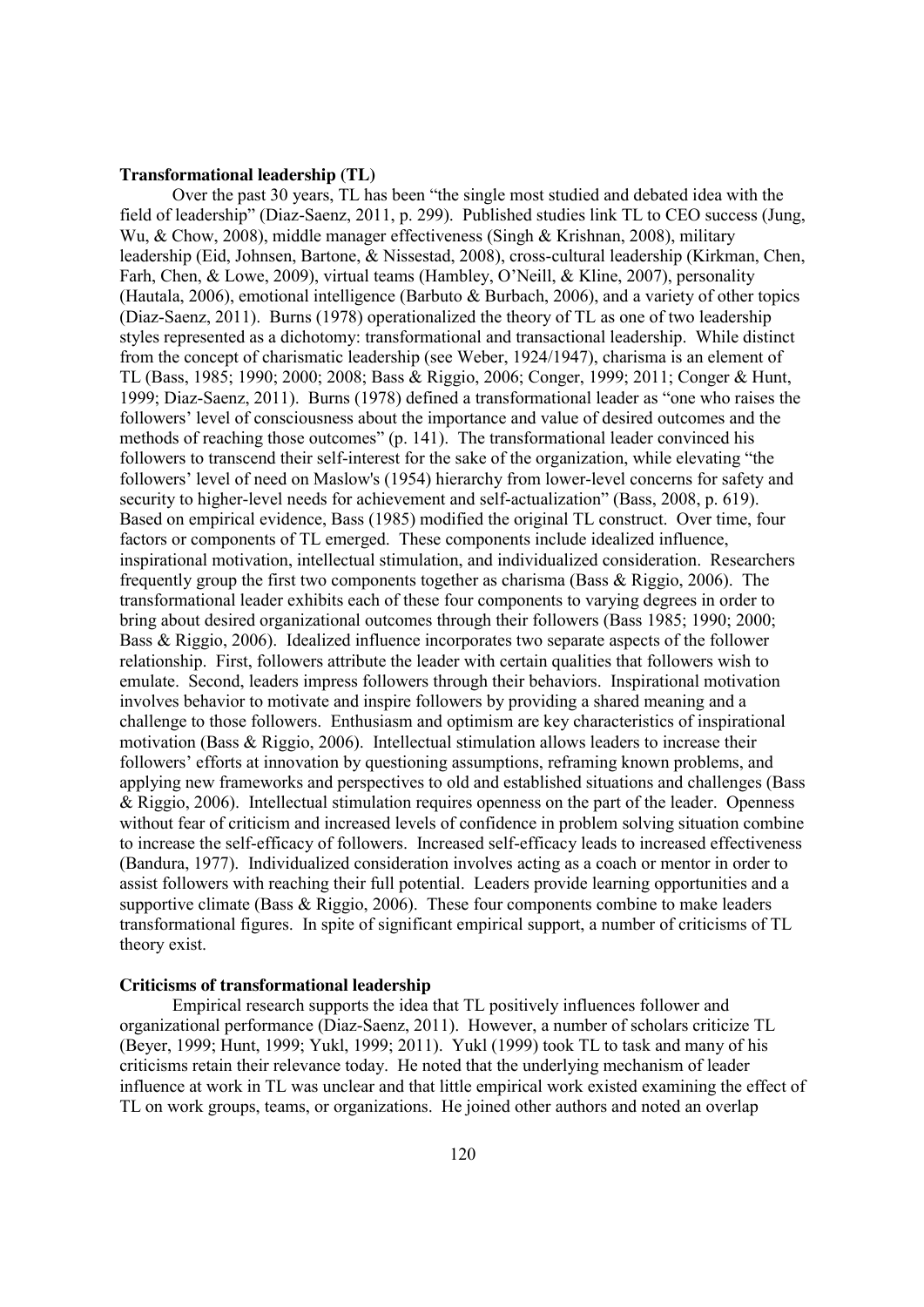**Transformational leadership (TL)**

Over the past 30 years, TL has been "the single most studied and debated idea with the field of leadership" (Diaz-Saenz, 2011, p. 299). Published studies link TL to CEO success (Jung, Wu, & Chow, 2008), middle manager effectiveness (Singh & Krishnan, 2008), military leadership (Eid, Johnsen, Bartone, & Nissestad, 2008), cross-cultural leadership (Kirkman, Chen, Farh, Chen, & Lowe, 2009), virtual teams (Hambley, O'Neill, & Kline, 2007), personality (Hautala, 2006), emotional intelligence (Barbuto & Burbach, 2006), and a variety of other topics (Diaz-Saenz, 2011). Burns (1978) operationalized the theory of TL as one of two leadership styles represented as a dichotomy: transformational and transactional leadership. While distinct from the concept of charismatic leadership (see Weber, 1924/1947), charisma is an element of TL (Bass, 1985; 1990; 2000; 2008; Bass & Riggio, 2006; Conger, 1999; 2011; Conger & Hunt, 1999; Diaz-Saenz, 2011). Burns (1978) defined a transformational leader as "one who raises the followers' level of consciousness about the importance and value of desired outcomes and the methods of reaching those outcomes" (p. 141). The transformational leader convinced his followers to transcend their self-interest for the sake of the organization, while elevating "the followers' level of need on Maslow's (1954) hierarchy from lower-level concerns for safety and security to higher-level needs for achievement and self-actualization" (Bass, 2008, p. 619). Based on empirical evidence, Bass (1985) modified the original TL construct. Over time, four factors or components of TL emerged. These components include idealized influence, inspirational motivation, intellectual stimulation, and individualized consideration. Researchers frequently group the first two components together as charisma (Bass & Riggio, 2006). The transformational leader exhibits each of these four components to varying degrees in order to bring about desired organizational outcomes through their followers (Bass 1985; 1990; 2000; Bass & Riggio, 2006). Idealized influence incorporates two separate aspects of the follower relationship. First, followers attribute the leader with certain qualities that followers wish to emulate. Second, leaders impress followers through their behaviors. Inspirational motivation involves behavior to motivate and inspire followers by providing a shared meaning and a challenge to those followers. Enthusiasm and optimism are key characteristics of inspirational motivation (Bass & Riggio, 2006). Intellectual stimulation allows leaders to increase their followers' efforts at innovation by questioning assumptions, reframing known problems, and applying new frameworks and perspectives to old and established situations and challenges (Bass & Riggio, 2006). Intellectual stimulation requires openness on the part of the leader. Openness without fear of criticism and increased levels of confidence in problem solving situation combine to increase the self-efficacy of followers. Increased self-efficacy leads to increased effectiveness (Bandura, 1977). Individualized consideration involves acting as a coach or mentor in order to assist followers with reaching their full potential. Leaders provide learning opportunities and a supportive climate (Bass & Riggio, 2006). These four components combine to make leaders transformational figures. In spite of significant empirical support, a number of criticisms of TL theory exist.

**Criticisms of transformational leadership**

Empirical research supports the idea that TL positively influences follower and organizational performance (Diaz-Saenz, 2011). However, a number of scholars criticize TL (Beyer, 1999; Hunt, 1999; Yukl, 1999; 2011). Yukl (1999) took TL to task and many of his criticisms retain their relevance today. He noted that the underlying mechanism of leader influence at work in TL was unclear and that little empirical work existed examining the effect of TL on work groups, teams, or organizations. He joined other authors and noted an overlap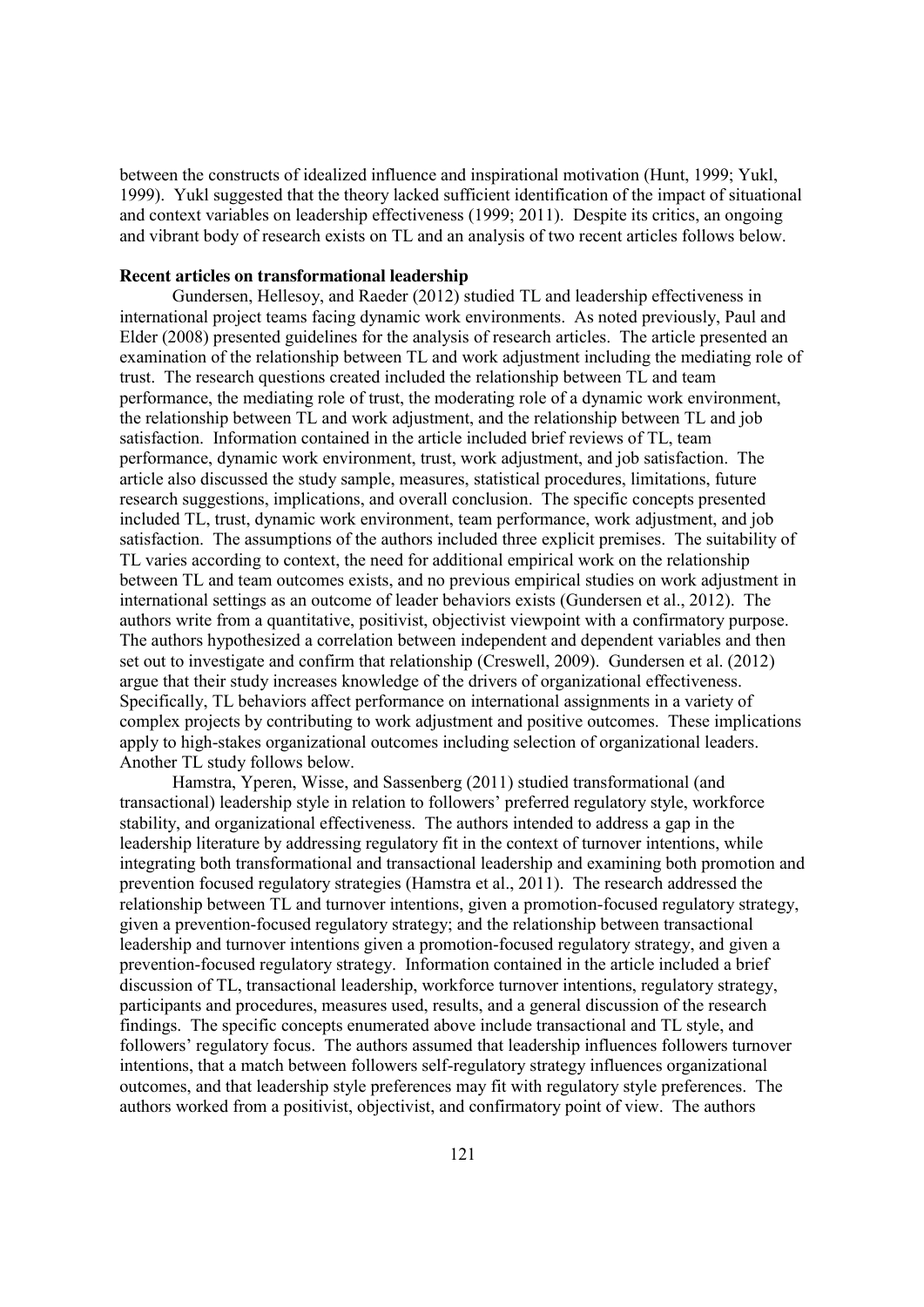between the constructs of idealized influence and inspirational motivation (Hunt, 1999; Yukl, 1999). Yukl suggested that the theory lacked sufficient identification of the impact of situational and context variables on leadership effectiveness (1999; 2011). Despite its critics, an ongoing and vibrant body of research exists on TL and an analysis of two recent articles follows below.

**Recent articles on transformational leadership**

Gundersen, Hellesoy, and Raeder (2012) studied TL and leadership effectiveness in international project teams facing dynamic work environments. As noted previously, Paul and Elder (2008) presented guidelines for the analysis of research articles. The article presented an examination of the relationship between TL and work adjustment including the mediating role of trust. The research questions created included the relationship between TL and team performance, the mediating role of trust, the moderating role of a dynamic work environment, the relationship between TL and work adjustment, and the relationship between TL and job satisfaction. Information contained in the article included brief reviews of TL, team performance, dynamic work environment, trust, work adjustment, and job satisfaction. The article also discussed the study sample, measures, statistical procedures, limitations, future research suggestions, implications, and overall conclusion. The specific concepts presented included TL, trust, dynamic work environment, team performance, work adjustment, and job satisfaction. The assumptions of the authors included three explicit premises. The suitability of TL varies according to context, the need for additional empirical work on the relationship between TL and team outcomes exists, and no previous empirical studies on work adjustment in international settings as an outcome of leader behaviors exists (Gundersen et al., 2012). The authors write from a quantitative, positivist, objectivist viewpoint with a confirmatory purpose. The authors hypothesized a correlation between independent and dependent variables and then set out to investigate and confirm that relationship (Creswell, 2009). Gundersen et al. (2012) argue that their study increases knowledge of the drivers of organizational effectiveness. Specifically, TL behaviors affect performance on international assignments in a variety of complex projects by contributing to work adjustment and positive outcomes. These implications apply to high-stakes organizational outcomes including selection of organizational leaders. Another TL study follows below.

Hamstra, Yperen, Wisse, and Sassenberg (2011) studied transformational (and transactional) leadership style in relation to followers' preferred regulatory style, workforce stability, and organizational effectiveness. The authors intended to address a gap in the leadership literature by addressing regulatory fit in the context of turnover intentions, while integrating both transformational and transactional leadership and examining both promotion and prevention focused regulatory strategies (Hamstra et al., 2011). The research addressed the relationship between TL and turnover intentions, given a promotion-focused regulatory strategy, given a prevention-focused regulatory strategy; and the relationship between transactional leadership and turnover intentions given a promotion-focused regulatory strategy, and given a prevention-focused regulatory strategy. Information contained in the article included a brief discussion of TL, transactional leadership, workforce turnover intentions, regulatory strategy, participants and procedures, measures used, results, and a general discussion of the research findings. The specific concepts enumerated above include transactional and TL style, and followers' regulatory focus. The authors assumed that leadership influences followers turnover intentions, that a match between followers self-regulatory strategy influences organizational outcomes, and that leadership style preferences may fit with regulatory style preferences. The authors worked from a positivist, objectivist, and confirmatory point of view. The authors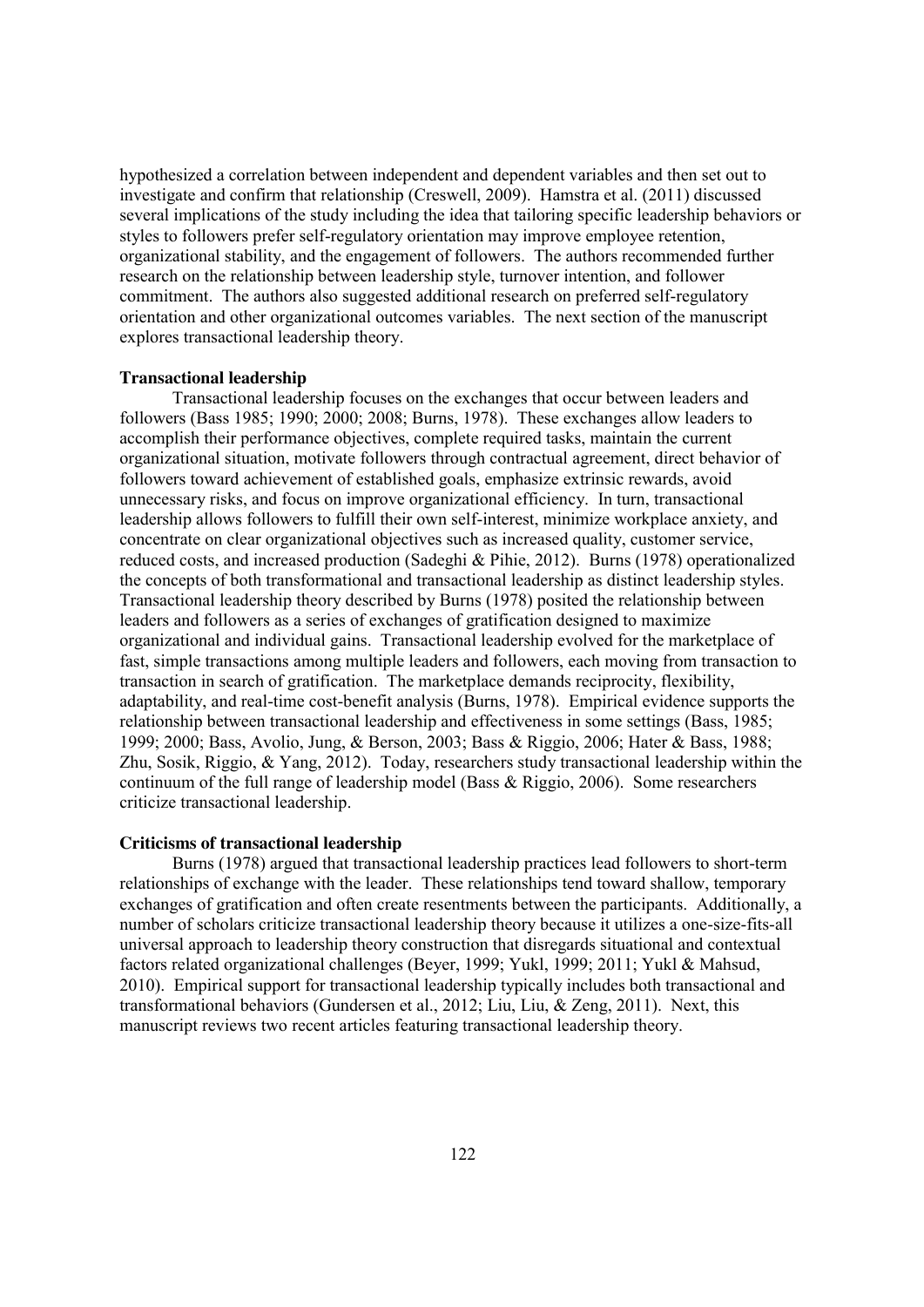hypothesized a correlation between independent and dependent variables and then set out to investigate and confirm that relationship (Creswell, 2009). Hamstra et al. (2011) discussed several implications of the study including the idea that tailoring specific leadership behaviors or styles to followers prefer self-regulatory orientation may improve employee retention, organizational stability, and the engagement of followers. The authors recommended further research on the relationship between leadership style, turnover intention, and follower commitment. The authors also suggested additional research on preferred self-regulatory orientation and other organizational outcomes variables. The next section of the manuscript explores transactional leadership theory.

### Transactional leadership

Transactional leadership focuses on the exchanges that occur between leaders and followers (Bass 1985; 1990; 2000; 2008; Burns, 1978). These exchanges allow leaders to accomplish their performance objectives, complete required tasks, maintain the current organizational situation, motivate followers through contractual agreement, direct behavior of followers toward achievement of established goals, emphasize extrinsic rewards, avoid unnecessary risks, and focus on improve organizational efficiency. In turn, transactional leadership allows followers to fulfill their own self-interest, minimize workplace anxiety, and concentrate on clear organizational objectives such as increased quality, customer service, reduced costs, and increased production (Sadeghi & Pihie, 2012). Burns (1978) operationalized the concepts of both transformational and transactional leadership as distinct leadership styles. Transactional leadership theory described by Burns (1978) posited the relationship between leaders and followers as a series of exchanges of gratification designed to maximize organizational and individual gains. Transactional leadership evolved for the marketplace of fast, simple transactions among multiple leaders and followers, each moving from transaction to transaction in search of gratification. The marketplace demands reciprocity, flexibility, adaptability, and real-time cost-benefit analysis (Burns, 1978). Empirical evidence supports the relationship between transactional leadership and effectiveness in some settings (Bass, 1985; 1999; 2000; Bass, Avolio, Jung, & Berson, 2003; Bass & Riggio, 2006; Hater & Bass, 1988; Zhu, Sosik, Riggio, & Yang, 2012). Today, researchers study transactional leadership within the continuum of the full range of leadership model (Bass & Riggio, 2006). Some researchers criticize transactional leadership.

### Criticisms of transactional leadership

Burns (1978) argued that transactional leadership practices lead followers to short-term relationships of exchange with the leader. These relationships tend toward shallow, temporary exchanges of gratification and often create resentments between the participants. Additionally, a number of scholars criticize transactional leadership theory because it utilizes a one-size-fits-all universal approach to leadership theory construction that disregards situational and contextual factors related organizational challenges (Beyer, 1999; Yukl, 1999; 2011; Yukl & Mahsud, 2010). Empirical support for transactional leadership typically includes both transactional and transformational behaviors (Gundersen et al., 2012; Liu, Liu, & Zeng, 2011). Next, this manuscript reviews two recent articles featuring transactional leadership theory.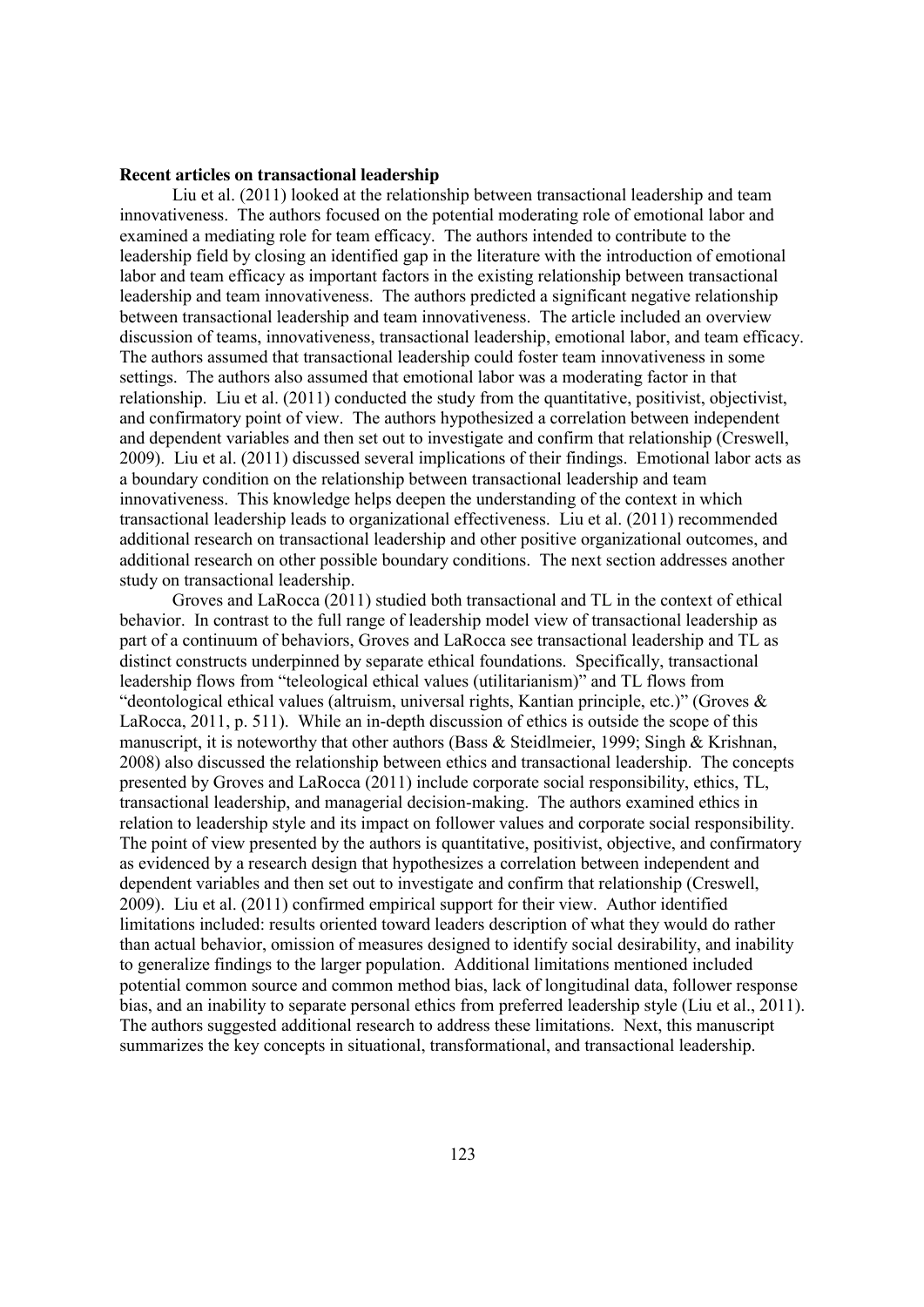**Recent articles on transactional leadership**

Liu et al. (2011) looked at the relationship between transactional leadership and team innovativeness. The authors focused on the potential moderating role of emotional labor and examined a mediating role for team efficacy. The authors intended to contribute to the leadership field by closing an identified gap in the literature with the introduction of emotional labor and team efficacy as important factors in the existing relationship between transactional leadership and team innovativeness. The authors predicted a significant negative relationship between transactional leadership and team innovativeness. The article included an overview discussion of teams, innovativeness, transactional leadership, emotional labor, and team efficacy. The authors assumed that transactional leadership could foster team innovativeness in some settings. The authors also assumed that emotional labor was a moderating factor in that relationship. Liu et al. (2011) conducted the study from the quantitative, positivist, objectivist, and confirmatory point of view. The authors hypothesized a correlation between independent and dependent variables and then set out to investigate and confirm that relationship (Creswell, 2009). Liu et al. (2011) discussed several implications of their findings. Emotional labor acts as a boundary condition on the relationship between transactional leadership and team innovativeness. This knowledge helps deepen the understanding of the context in which transactional leadership leads to organizational effectiveness. Liu et al. (2011) recommended additional research on transactional leadership and other positive organizational outcomes, and additional research on other possible boundary conditions. The next section addresses another study on transactional leadership.

Groves and LaRocca (2011) studied both transactional and TL in the context of ethical behavior. In contrast to the full range of leadership model view of transactional leadership as part of a continuum of behaviors, Groves and LaRocca see transactional leadership and TL as distinct constructs underpinned by separate ethical foundations. Specifically, transactional leadership flows from "teleological ethical values (utilitarianism)" and TL flows from "deontological ethical values (altruism, universal rights, Kantian principle, etc.)" (Groves & LaRocca, 2011, p. 511). While an in-depth discussion of ethics is outside the scope of this manuscript, it is noteworthy that other authors (Bass & Steidlmeier, 1999; Singh & Krishnan, 2008) also discussed the relationship between ethics and transactional leadership. The concepts presented by Groves and LaRocca (2011) include corporate social responsibility, ethics, TL, transactional leadership, and managerial decision-making. The authors examined ethics in relation to leadership style and its impact on follower values and corporate social responsibility. The point of view presented by the authors is quantitative, positivist, objective, and confirmatory as evidenced by a research design that hypothesizes a correlation between independent and dependent variables and then set out to investigate and confirm that relationship (Creswell, 2009). Liu et al. (2011) confirmed empirical support for their view. Author identified limitations included: results oriented toward leaders description of what they would do rather than actual behavior, omission of measures designed to identify social desirability, and inability to generalize findings to the larger population. Additional limitations mentioned included potential common source and common method bias, lack of longitudinal data, follower response bias, and an inability to separate personal ethics from preferred leadership style (Liu et al., 2011). The authors suggested additional research to address these limitations. Next, this manuscript summarizes the key concepts in situational, transformational, and transactional leadership.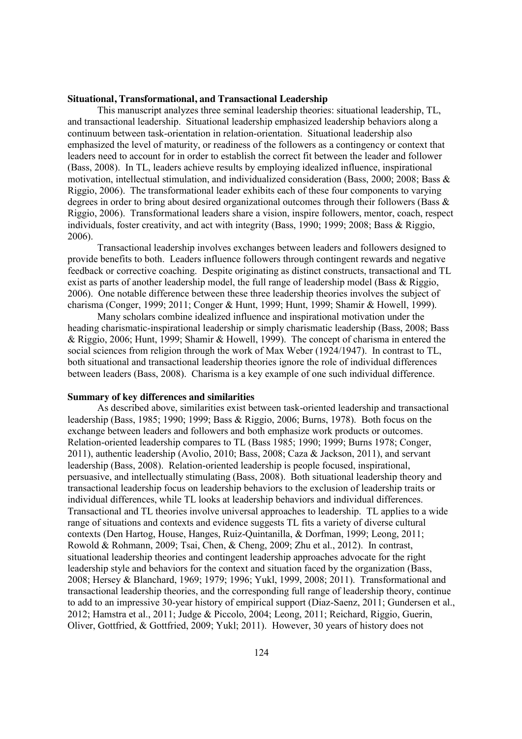**Situational, Transformational, and Transactional Leadership**

This manuscript analyzes three seminal leadership theories: situational leadership, TL, and transactional leadership. Situational leadership emphasized leadership behaviors along a continuum between task-orientation in relation-orientation. Situational leadership also emphasized the level of maturity, or readiness of the followers as a contingency or context that leaders need to account for in order to establish the correct fit between the leader and follower (Bass, 2008). In TL, leaders achieve results by employing idealized influence, inspirational motivation, intellectual stimulation, and individualized consideration (Bass, 2000; 2008; Bass & Riggio, 2006). The transformational leader exhibits each of these four components to varying degrees in order to bring about desired organizational outcomes through their followers (Bass & Riggio, 2006). Transformational leaders share a vision, inspire followers, mentor, coach, respect individuals, foster creativity, and act with integrity (Bass, 1990; 1999; 2008; Bass & Riggio, 2006).

Transactional leadership involves exchanges between leaders and followers designed to provide benefits to both. Leaders influence followers through contingent rewards and negative feedback or corrective coaching. Despite originating as distinct constructs, transactional and TL exist as parts of another leadership model, the full range of leadership model (Bass & Riggio, 2006). One notable difference between these three leadership theories involves the subject of charisma (Conger, 1999; 2011; Conger & Hunt, 1999; Hunt, 1999; Shamir & Howell, 1999).

Many scholars combine idealized influence and inspirational motivation under the heading charismatic-inspirational leadership or simply charismatic leadership (Bass, 2008; Bass & Riggio, 2006; Hunt, 1999; Shamir & Howell, 1999). The concept of charisma in entered the social sciences from religion through the work of Max Weber (1924/1947). In contrast to TL, both situational and transactional leadership theories ignore the role of individual differences between leaders (Bass, 2008). Charisma is a key example of one such individual difference.

**Summary of key differences and similarities**

As described above, similarities exist between task-oriented leadership and transactional leadership (Bass, 1985; 1990; 1999; Bass & Riggio, 2006; Burns, 1978). Both focus on the exchange between leaders and followers and both emphasize work products or outcomes. Relation-oriented leadership compares to TL (Bass 1985; 1990; 1999; Burns 1978; Conger, 2011), authentic leadership (Avolio, 2010; Bass, 2008; Caza & Jackson, 2011), and servant leadership (Bass, 2008). Relation-oriented leadership is people focused, inspirational, persuasive, and intellectually stimulating (Bass, 2008). Both situational leadership theory and transactional leadership focus on leadership behaviors to the exclusion of leadership traits or individual differences, while TL looks at leadership behaviors and individual differences. Transactional and TL theories involve universal approaches to leadership. TL applies to a wide range of situations and contexts and evidence suggests TL fits a variety of diverse cultural contexts (Den Hartog, House, Hanges, Ruiz-Quintanilla, & Dorfman, 1999; Leong, 2011; Rowold & Rohmann, 2009; Tsai, Chen, & Cheng, 2009; Zhu et al., 2012). In contrast, situational leadership theories and contingent leadership approaches advocate for the right leadership style and behaviors for the context and situation faced by the organization (Bass, 2008; Hersey & Blanchard, 1969; 1979; 1996; Yukl, 1999, 2008; 2011). Transformational and transactional leadership theories, and the corresponding full range of leadership theory, continue to add to an impressive 30-year history of empirical support (Diaz-Saenz, 2011; Gundersen et al., 2012; Hamstra et al., 2011; Judge & Piccolo, 2004; Leong, 2011; Reichard, Riggio, Guerin, Oliver, Gottfried, & Gottfried, 2009; Yukl; 2011). However, 30 years of history does not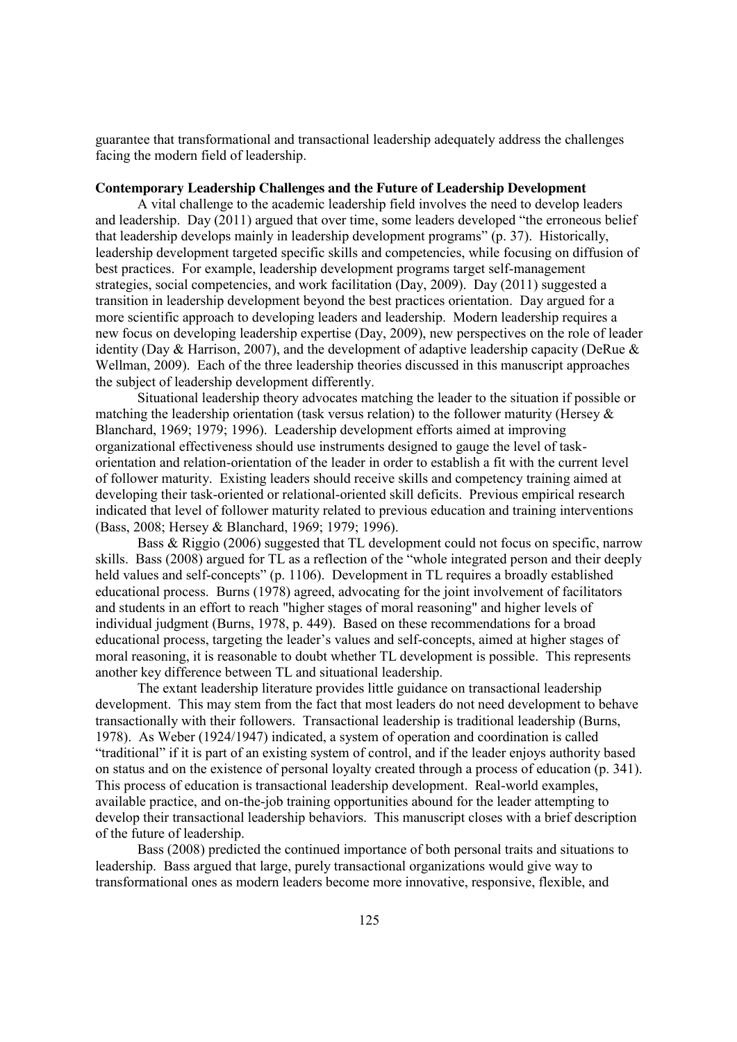guarantee that transformational and transactional leadership adequately address the challenges facing the modern field of leadership.

**Contemporary Leadership Challenges and the Future of Leadership Development**

A vital challenge to the academic leadership field involves the need to develop leaders and leadership. Day (2011) argued that over time, some leaders developed "the erroneous belief that leadership develops mainly in leadership development programs" (p. 37). Historically, leadership development targeted specific skills and competencies, while focusing on diffusion of best practices. For example, leadership development programs target self-management strategies, social competencies, and work facilitation (Day, 2009). Day (2011) suggested a transition in leadership development beyond the best practices orientation. Day argued for a more scientific approach to developing leaders and leadership. Modern leadership requires a new focus on developing leadership expertise (Day, 2009), new perspectives on the role of leader identity (Day & Harrison, 2007), and the development of adaptive leadership capacity (DeRue & Wellman, 2009). Each of the three leadership theories discussed in this manuscript approaches the subject of leadership development differently.

Situational leadership theory advocates matching the leader to the situation if possible or matching the leadership orientation (task versus relation) to the follower maturity (Hersey & Blanchard, 1969; 1979; 1996). Leadership development efforts aimed at improving organizational effectiveness should use instruments designed to gauge the level of task-orientation and relation-orientation of the leader in order to establish a fit with the current level of follower maturity. Existing leaders should receive skills and competency training aimed at developing their task-oriented or relational-oriented skill deficits. Previous empirical research indicated that level of follower maturity related to previous education and training interventions (Bass, 2008; Hersey & Blanchard, 1969; 1979; 1996).

Bass & Riggio (2006) suggested that TL development could not focus on specific, narrow skills. Bass (2008) argued for TL as a reflection of the "whole integrated person and their deeply held values and self-concepts" (p. 1106). Development in TL requires a broadly established educational process. Burns (1978) agreed, advocating for the joint involvement of facilitators and students in an effort to reach "higher stages of moral reasoning" and higher levels of individual judgment (Burns, 1978, p. 449). Based on these recommendations for a broad educational process, targeting the leader's values and self-concepts, aimed at higher stages of moral reasoning, it is reasonable to doubt whether TL development is possible. This represents another key difference between TL and situational leadership.

The extant leadership literature provides little guidance on transactional leadership development. This may stem from the fact that most leaders do not need development to behave transactionally with their followers. Transactional leadership is traditional leadership (Burns, 1978). As Weber (1924/1947) indicated, a system of operation and coordination is called "traditional" if it is part of an existing system of control, and if the leader enjoys authority based on status and on the existence of personal loyalty created through a process of education (p. 341). This process of education is transactional leadership development. Real-world examples, available practice, and on-the-job training opportunities abound for the leader attempting to develop their transactional leadership behaviors. This manuscript closes with a brief description of the future of leadership.

Bass (2008) predicted the continued importance of both personal traits and situations to leadership. Bass argued that large, purely transactional organizations would give way to transformational ones as modern leaders become more innovative, responsive, flexible, and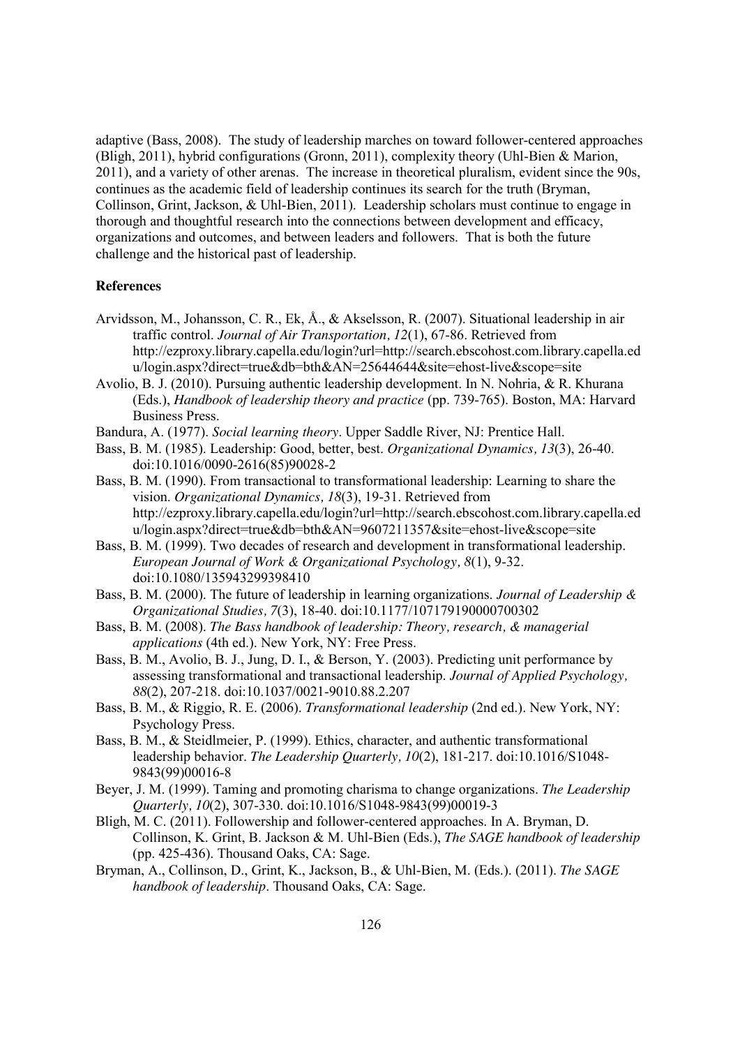adaptive (Bass, 2008). The study of leadership marches on toward follower-centered approaches (Bligh, 2011), hybrid configurations (Gronn, 2011), complexity theory (Uhl-Bien & Marion, 2011), and a variety of other arenas. The increase in theoretical pluralism, evident since the 90s, continues as the academic field of leadership continues its search for the truth (Bryman, Collinson, Grint, Jackson, & Uhl-Bien, 2011). Leadership scholars must continue to engage in thorough and thoughtful research into the connections between development and efficacy, organizations and outcomes, and between leaders and followers. That is both the future challenge and the historical past of leadership.

## References

Arvidsson, M., Johansson, C. R., Ek, Å., & Akselsson, R. (2007). Situational leadership in air traffic control. *Journal of Air Transportation, 12*(1), 67-86. Retrieved from http://ezproxy.library.capella.edu/login?url=http://search.ebscohost.com.library.capella.edu/login.aspx?direct=true&db=bth&AN=25644644&site=ehost-live&scope=site

Avolio, B. J. (2010). Pursuing authentic leadership development. In N. Nohria, & R. Khurana (Eds.), *Handbook of leadership theory and practice* (pp. 739-765). Boston, MA: Harvard Business Press.

Bandura, A. (1977). *Social learning theory*. Upper Saddle River, NJ: Prentice Hall.

Bass, B. M. (1985). Leadership: Good, better, best. *Organizational Dynamics, 13*(3), 26-40. doi:10.1016/0090-2616(85)90028-2

Bass, B. M. (1990). From transactional to transformational leadership: Learning to share the vision. *Organizational Dynamics, 18*(3), 19-31. Retrieved from http://ezproxy.library.capella.edu/login?url=http://search.ebscohost.com.library.capella.edu/login.aspx?direct=true&db=bth&AN=9607211357&site=ehost-live&scope=site

Bass, B. M. (1999). Two decades of research and development in transformational leadership. *European Journal of Work & Organizational Psychology, 8*(1), 9-32. doi:10.1080/135943299398410

Bass, B. M. (2000). The future of leadership in learning organizations. *Journal of Leadership & Organizational Studies, 7*(3), 18-40. doi:10.1177/107179190000700302

Bass, B. M. (2008). *The Bass handbook of leadership: Theory, research, & managerial applications* (4th ed.). New York, NY: Free Press.

Bass, B. M., Avolio, B. J., Jung, D. I., & Berson, Y. (2003). Predicting unit performance by assessing transformational and transactional leadership. *Journal of Applied Psychology, 88*(2), 207-218. doi:10.1037/0021-9010.88.2.207

Bass, B. M., & Riggio, R. E. (2006). *Transformational leadership* (2nd ed.). New York, NY: Psychology Press.

Bass, B. M., & Steidlmeier, P. (1999). Ethics, character, and authentic transformational leadership behavior. *The Leadership Quarterly, 10*(2), 181-217. doi:10.1016/S1048-9843(99)00016-8

Beyer, J. M. (1999). Taming and promoting charisma to change organizations. *The Leadership Quarterly, 10*(2), 307-330. doi:10.1016/S1048-9843(99)00019-3

Bligh, M. C. (2011). Followership and follower-centered approaches. In A. Bryman, D. Collinson, K. Grint, B. Jackson & M. Uhl-Bien (Eds.), *The SAGE handbook of leadership* (pp. 425-436). Thousand Oaks, CA: Sage.

Bryman, A., Collinson, D., Grint, K., Jackson, B., & Uhl-Bien, M. (Eds.). (2011). *The SAGE handbook of leadership*. Thousand Oaks, CA: Sage.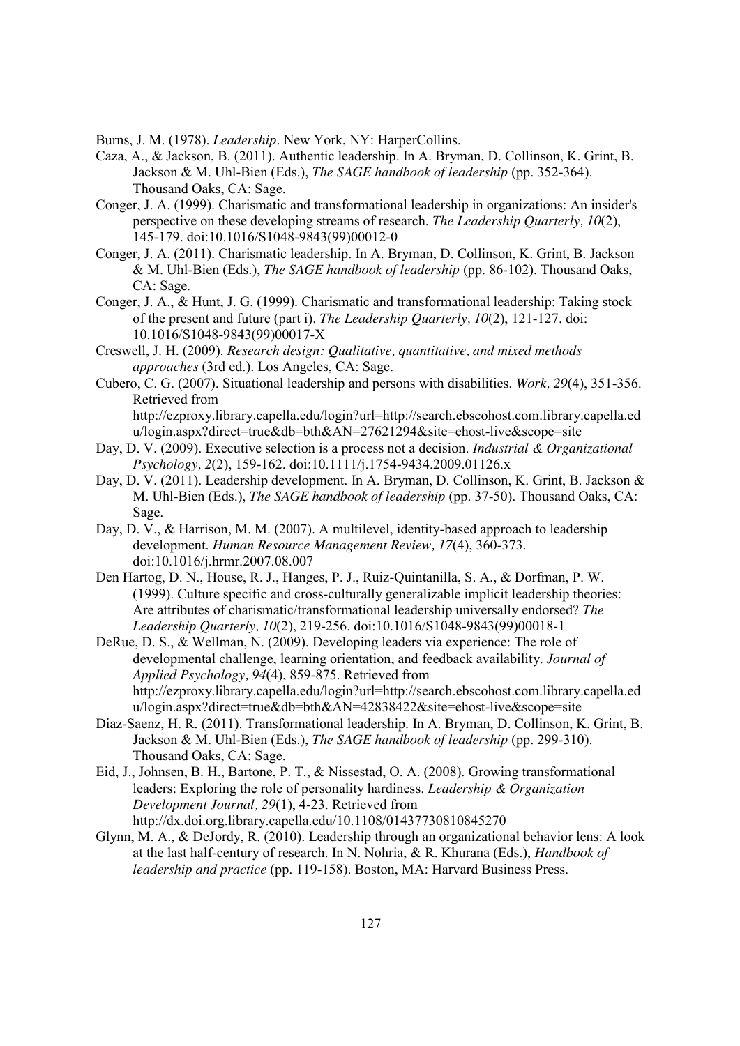Burns, J. M. (1978). *Leadership*. New York, NY: HarperCollins.

Caza, A., & Jackson, B. (2011). Authentic leadership. In A. Bryman, D. Collinson, K. Grint, B. Jackson & M. Uhl-Bien (Eds.), *The SAGE handbook of leadership* (pp. 352-364). Thousand Oaks, CA: Sage.

Conger, J. A. (1999). Charismatic and transformational leadership in organizations: An insider's perspective on these developing streams of research. *The Leadership Quarterly, 10*(2), 145-179. doi:10.1016/S1048-9843(99)00012-0

Conger, J. A. (2011). Charismatic leadership. In A. Bryman, D. Collinson, K. Grint, B. Jackson & M. Uhl-Bien (Eds.), *The SAGE handbook of leadership* (pp. 86-102). Thousand Oaks, CA: Sage.

Conger, J. A., & Hunt, J. G. (1999). Charismatic and transformational leadership: Taking stock of the present and future (part i). *The Leadership Quarterly, 10*(2), 121-127. doi: 10.1016/S1048-9843(99)00017-X

Creswell, J. H. (2009). *Research design: Qualitative, quantitative, and mixed methods approaches* (3rd ed.). Los Angeles, CA: Sage.

Cubero, C. G. (2007). Situational leadership and persons with disabilities. *Work, 29*(4), 351-356. Retrieved from http://ezproxy.library.capella.edu/login?url=http://search.ebscohost.com.library.capella.edu/login.aspx?direct=true&db=bth&AN=27621294&site=ehost-live&scope=site

Day, D. V. (2009). Executive selection is a process not a decision. *Industrial & Organizational Psychology, 2*(2), 159-162. doi:10.1111/j.1754-9434.2009.01126.x

Day, D. V. (2011). Leadership development. In A. Bryman, D. Collinson, K. Grint, B. Jackson & M. Uhl-Bien (Eds.), *The SAGE handbook of leadership* (pp. 37-50). Thousand Oaks, CA: Sage.

Day, D. V., & Harrison, M. M. (2007). A multilevel, identity-based approach to leadership development. *Human Resource Management Review, 17*(4), 360-373. doi:10.1016/j.hrmr.2007.08.007

Den Hartog, D. N., House, R. J., Hanges, P. J., Ruiz-Quintanilla, S. A., & Dorfman, P. W. (1999). Culture specific and cross-culturally generalizable implicit leadership theories: Are attributes of charismatic/transformational leadership universally endorsed? *The Leadership Quarterly, 10*(2), 219-256. doi:10.1016/S1048-9843(99)00018-1

DeRue, D. S., & Wellman, N. (2009). Developing leaders via experience: The role of developmental challenge, learning orientation, and feedback availability. *Journal of Applied Psychology, 94*(4), 859-875. Retrieved from http://ezproxy.library.capella.edu/login?url=http://search.ebscohost.com.library.capella.edu/login.aspx?direct=true&db=bth&AN=42838422&site=ehost-live&scope=site

Diaz-Saenz, H. R. (2011). Transformational leadership. In A. Bryman, D. Collinson, K. Grint, B. Jackson & M. Uhl-Bien (Eds.), *The SAGE handbook of leadership* (pp. 299-310). Thousand Oaks, CA: Sage.

Eid, J., Johnsen, B. H., Bartone, P. T., & Nissestad, O. A. (2008). Growing transformational leaders: Exploring the role of personality hardiness. *Leadership & Organization Development Journal, 29*(1), 4-23. Retrieved from http://dx.doi.org.library.capella.edu/10.1108/01437730810845270

Glynn, M. A., & DeJordy, R. (2010). Leadership through an organizational behavior lens: A look at the last half-century of research. In N. Nohria, & R. Khurana (Eds.), *Handbook of leadership and practice* (pp. 119-158). Boston, MA: Harvard Business Press.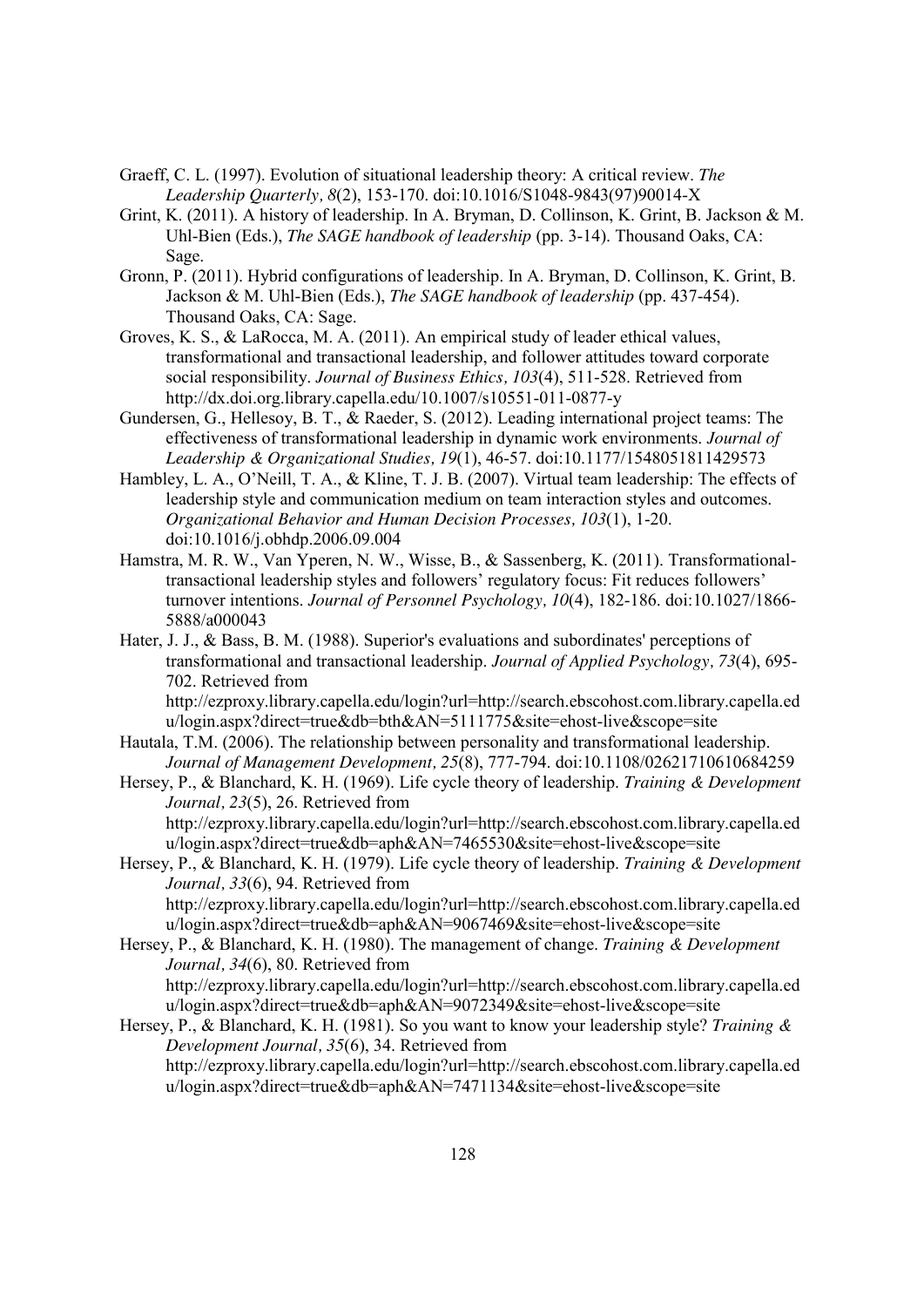Graeff, C. L. (1997). Evolution of situational leadership theory: A critical review. *The Leadership Quarterly, 8*(2), 153-170. doi:10.1016/S1048-9843(97)90014-X

Grint, K. (2011). A history of leadership. In A. Bryman, D. Collinson, K. Grint, B. Jackson & M. Uhl-Bien (Eds.), *The SAGE handbook of leadership* (pp. 3-14). Thousand Oaks, CA: Sage.

Gronn, P. (2011). Hybrid configurations of leadership. In A. Bryman, D. Collinson, K. Grint, B. Jackson & M. Uhl-Bien (Eds.), *The SAGE handbook of leadership* (pp. 437-454). Thousand Oaks, CA: Sage.

Groves, K. S., & LaRocca, M. A. (2011). An empirical study of leader ethical values, transformational and transactional leadership, and follower attitudes toward corporate social responsibility. *Journal of Business Ethics, 103*(4), 511-528. Retrieved from http://dx.doi.org.library.capella.edu/10.1007/s10551-011-0877-y

Gundersen, G., Hellesoy, B. T., & Raeder, S. (2012). Leading international project teams: The effectiveness of transformational leadership in dynamic work environments. *Journal of Leadership & Organizational Studies, 19*(1), 46-57. doi:10.1177/1548051811429573

Hambley, L. A., O'Neill, T. A., & Kline, T. J. B. (2007). Virtual team leadership: The effects of leadership style and communication medium on team interaction styles and outcomes. *Organizational Behavior and Human Decision Processes, 103*(1), 1-20. doi:10.1016/j.obhdp.2006.09.004

Hamstra, M. R. W., Van Yperen, N. W., Wisse, B., & Sassenberg, K. (2011). Transformational-transactional leadership styles and followers' regulatory focus: Fit reduces followers' turnover intentions. *Journal of Personnel Psychology, 10*(4), 182-186. doi:10.1027/1866-5888/a000043

Hater, J. J., & Bass, B. M. (1988). Superior's evaluations and subordinates' perceptions of transformational and transactional leadership. *Journal of Applied Psychology, 73*(4), 695-702. Retrieved from http://ezproxy.library.capella.edu/login?url=http://search.ebscohost.com.library.capella.edu/login.aspx?direct=true&db=bth&AN=5111775&site=ehost-live&scope=site

Hautala, T.M. (2006). The relationship between personality and transformational leadership. *Journal of Management Development, 25*(8), 777-794. doi:10.1108/02621710610684259

Hersey, P., & Blanchard, K. H. (1969). Life cycle theory of leadership. *Training & Development Journal, 23*(5), 26. Retrieved from http://ezproxy.library.capella.edu/login?url=http://search.ebscohost.com.library.capella.edu/login.aspx?direct=true&db=aph&AN=7465530&site=ehost-live&scope=site

Hersey, P., & Blanchard, K. H. (1979). Life cycle theory of leadership. *Training & Development Journal, 33*(6), 94. Retrieved from http://ezproxy.library.capella.edu/login?url=http://search.ebscohost.com.library.capella.edu/login.aspx?direct=true&db=aph&AN=9067469&site=ehost-live&scope=site

Hersey, P., & Blanchard, K. H. (1980). The management of change. *Training & Development Journal, 34*(6), 80. Retrieved from http://ezproxy.library.capella.edu/login?url=http://search.ebscohost.com.library.capella.edu/login.aspx?direct=true&db=aph&AN=9072349&site=ehost-live&scope=site

Hersey, P., & Blanchard, K. H. (1981). So you want to know your leadership style? *Training & Development Journal, 35*(6), 34. Retrieved from http://ezproxy.library.capella.edu/login?url=http://search.ebscohost.com.library.capella.edu/login.aspx?direct=true&db=aph&AN=7471134&site=ehost-live&scope=site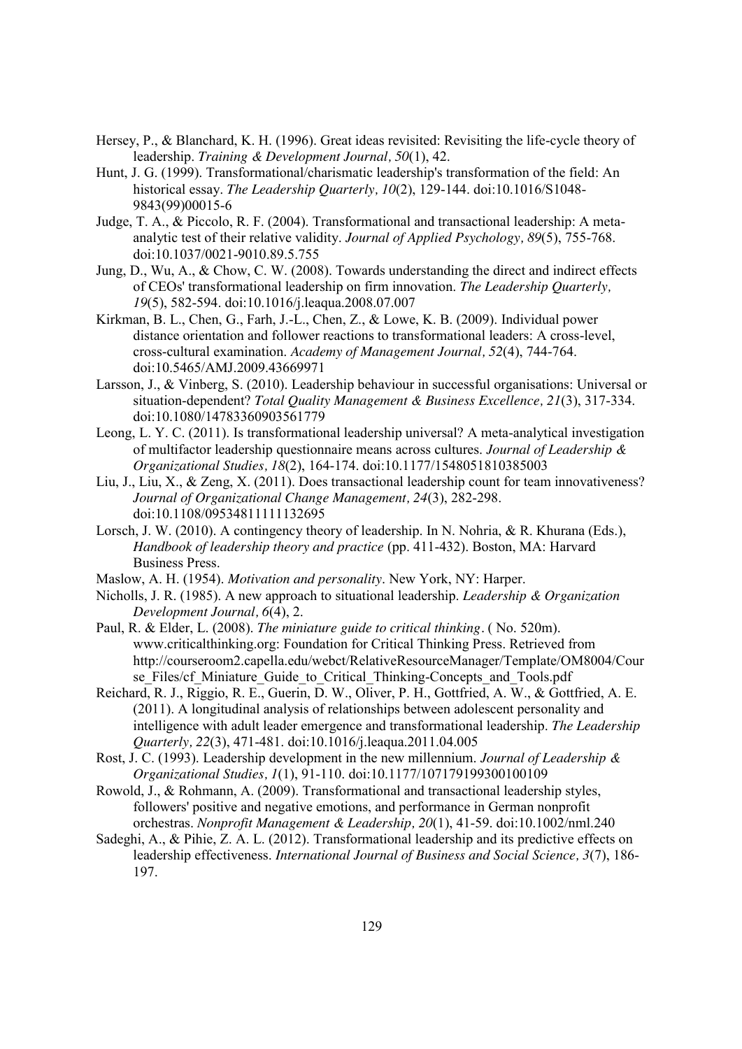Hersey, P., & Blanchard, K. H. (1996). Great ideas revisited: Revisiting the life-cycle theory of leadership. *Training & Development Journal, 50*(1), 42.

Hunt, J. G. (1999). Transformational/charismatic leadership's transformation of the field: An historical essay. *The Leadership Quarterly, 10*(2), 129-144. doi:10.1016/S1048-9843(99)00015-6

Judge, T. A., & Piccolo, R. F. (2004). Transformational and transactional leadership: A meta-analytic test of their relative validity. *Journal of Applied Psychology, 89*(5), 755-768. doi:10.1037/0021-9010.89.5.755

Jung, D., Wu, A., & Chow, C. W. (2008). Towards understanding the direct and indirect effects of CEOs' transformational leadership on firm innovation. *The Leadership Quarterly, 19*(5), 582-594. doi:10.1016/j.leaqua.2008.07.007

Kirkman, B. L., Chen, G., Farh, J.-L., Chen, Z., & Lowe, K. B. (2009). Individual power distance orientation and follower reactions to transformational leaders: A cross-level, cross-cultural examination. *Academy of Management Journal, 52*(4), 744-764. doi:10.5465/AMJ.2009.43669971

Larsson, J., & Vinberg, S. (2010). Leadership behaviour in successful organisations: Universal or situation-dependent? *Total Quality Management & Business Excellence, 21*(3), 317-334. doi:10.1080/14783360903561779

Leong, L. Y. C. (2011). Is transformational leadership universal? A meta-analytical investigation of multifactor leadership questionnaire means across cultures. *Journal of Leadership & Organizational Studies, 18*(2), 164-174. doi:10.1177/1548051810385003

Liu, J., Liu, X., & Zeng, X. (2011). Does transactional leadership count for team innovativeness? *Journal of Organizational Change Management, 24*(3), 282-298. doi:10.1108/09534811111132695

Lorsch, J. W. (2010). A contingency theory of leadership. In N. Nohria, & R. Khurana (Eds.), *Handbook of leadership theory and practice* (pp. 411-432). Boston, MA: Harvard Business Press.

Maslow, A. H. (1954). *Motivation and personality*. New York, NY: Harper.

Nicholls, J. R. (1985). A new approach to situational leadership. *Leadership & Organization Development Journal, 6*(4), 2.

Paul, R. & Elder, L. (2008). *The miniature guide to critical thinking*. ( No. 520m). www.criticalthinking.org: Foundation for Critical Thinking Press. Retrieved from http://courseroom2.capella.edu/webct/RelativeResourceManager/Template/OM8004/Course_Files/cf_Miniature_Guide_to_Critical_Thinking-Concepts_and_Tools.pdf

Reichard, R. J., Riggio, R. E., Guerin, D. W., Oliver, P. H., Gottfried, A. W., & Gottfried, A. E. (2011). A longitudinal analysis of relationships between adolescent personality and intelligence with adult leader emergence and transformational leadership. *The Leadership Quarterly, 22*(3), 471-481. doi:10.1016/j.leaqua.2011.04.005

Rost, J. C. (1993). Leadership development in the new millennium. *Journal of Leadership & Organizational Studies, 1*(1), 91-110. doi:10.1177/107179199300100109

Rowold, J., & Rohmann, A. (2009). Transformational and transactional leadership styles, followers' positive and negative emotions, and performance in German nonprofit orchestras. *Nonprofit Management & Leadership, 20*(1), 41-59. doi:10.1002/nml.240

Sadeghi, A., & Pihie, Z. A. L. (2012). Transformational leadership and its predictive effects on leadership effectiveness. *International Journal of Business and Social Science, 3*(7), 186-197.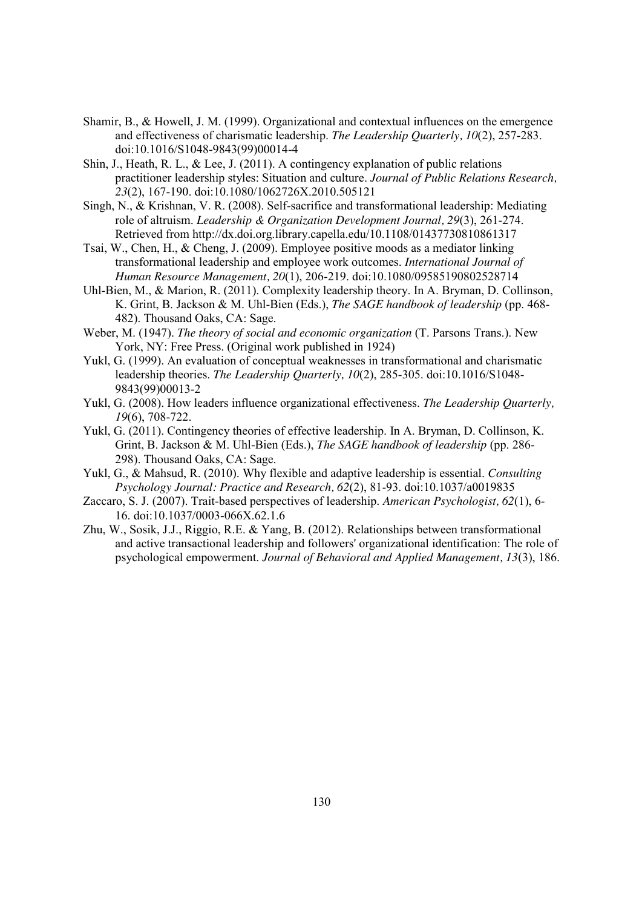Shamir, B., & Howell, J. M. (1999). Organizational and contextual influences on the emergence and effectiveness of charismatic leadership. *The Leadership Quarterly, 10*(2), 257-283. doi:10.1016/S1048-9843(99)00014-4

Shin, J., Heath, R. L., & Lee, J. (2011). A contingency explanation of public relations practitioner leadership styles: Situation and culture. *Journal of Public Relations Research, 23*(2), 167-190. doi:10.1080/1062726X.2010.505121

Singh, N., & Krishnan, V. R. (2008). Self-sacrifice and transformational leadership: Mediating role of altruism. *Leadership & Organization Development Journal, 29*(3), 261-274. Retrieved from http://dx.doi.org.library.capella.edu/10.1108/01437730810861317

Tsai, W., Chen, H., & Cheng, J. (2009). Employee positive moods as a mediator linking transformational leadership and employee work outcomes. *International Journal of Human Resource Management, 20*(1), 206-219. doi:10.1080/09585190802528714

Uhl-Bien, M., & Marion, R. (2011). Complexity leadership theory. In A. Bryman, D. Collinson, K. Grint, B. Jackson & M. Uhl-Bien (Eds.), *The SAGE handbook of leadership* (pp. 468-482). Thousand Oaks, CA: Sage.

Weber, M. (1947). *The theory of social and economic organization* (T. Parsons Trans.). New York, NY: Free Press. (Original work published in 1924)

Yukl, G. (1999). An evaluation of conceptual weaknesses in transformational and charismatic leadership theories. *The Leadership Quarterly, 10*(2), 285-305. doi:10.1016/S1048-9843(99)00013-2

Yukl, G. (2008). How leaders influence organizational effectiveness. *The Leadership Quarterly, 19*(6), 708-722.

Yukl, G. (2011). Contingency theories of effective leadership. In A. Bryman, D. Collinson, K. Grint, B. Jackson & M. Uhl-Bien (Eds.), *The SAGE handbook of leadership* (pp. 286-298). Thousand Oaks, CA: Sage.

Yukl, G., & Mahsud, R. (2010). Why flexible and adaptive leadership is essential. *Consulting Psychology Journal: Practice and Research, 62*(2), 81-93. doi:10.1037/a0019835

Zaccaro, S. J. (2007). Trait-based perspectives of leadership. *American Psychologist, 62*(1), 6-16. doi:10.1037/0003-066X.62.1.6

Zhu, W., Sosik, J.J., Riggio, R.E. & Yang, B. (2012). Relationships between transformational and active transactional leadership and followers' organizational identification: The role of psychological empowerment. *Journal of Behavioral and Applied Management, 13*(3), 186.